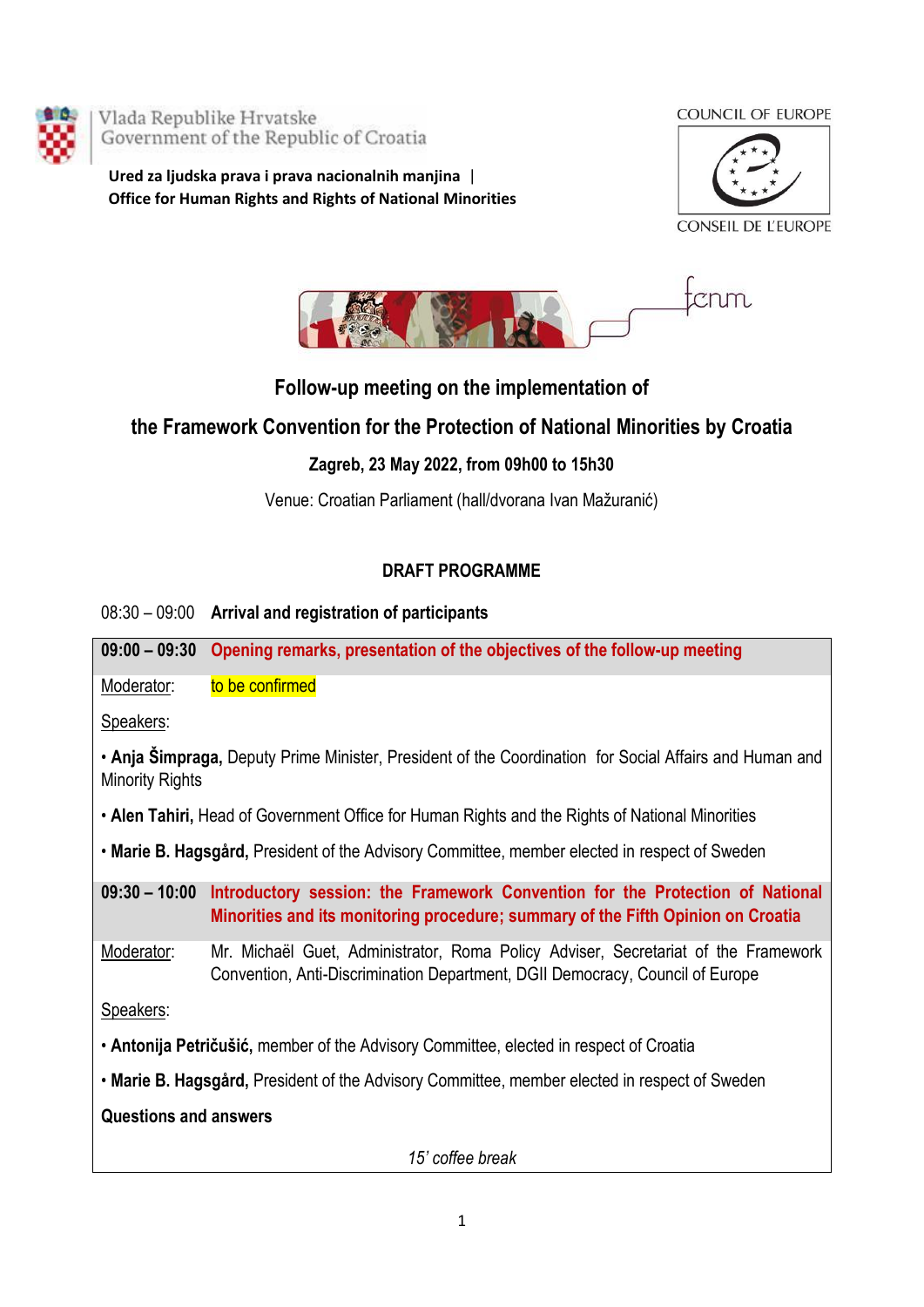Vlada Republike Hrvatske
Government of the Republic of Croatia

**Ured za ljudska prava i prava nacionalnih manjina | Office for Human Rights and Rights of National Minorities**

COUNCIL OF EUROPE
CONSEIL DE L'EUROPE

fcnm

## Follow-up meeting on the implementation of the Framework Convention for the Protection of National Minorities by Croatia

**Zagreb, 23 May 2022, from 09h00 to 15h30**

Venue: Croatian Parliament (hall/dvorana Ivan Mažuranić)

### DRAFT PROGRAMME

08:30 – 09:00 **Arrival and registration of participants**

**09:00 – 09:30 Opening remarks, presentation of the objectives of the follow-up meeting**

Moderator: to be confirmed

Speakers:

- **Anja Šimpraga,** Deputy Prime Minister, President of the Coordination for Social Affairs and Human and Minority Rights
- **Alen Tahiri,** Head of Government Office for Human Rights and the Rights of National Minorities
- **Marie B. Hagsgård,** President of the Advisory Committee, member elected in respect of Sweden

**09:30 – 10:00 Introductory session: the Framework Convention for the Protection of National Minorities and its monitoring procedure; summary of the Fifth Opinion on Croatia**

Moderator: Mr. Michaël Guet, Administrator, Roma Policy Adviser, Secretariat of the Framework Convention, Anti-Discrimination Department, DGII Democracy, Council of Europe

Speakers:

- **Antonija Petričušić,** member of the Advisory Committee, elected in respect of Croatia
- **Marie B. Hagsgård,** President of the Advisory Committee, member elected in respect of Sweden

**Questions and answers**

*15' coffee break*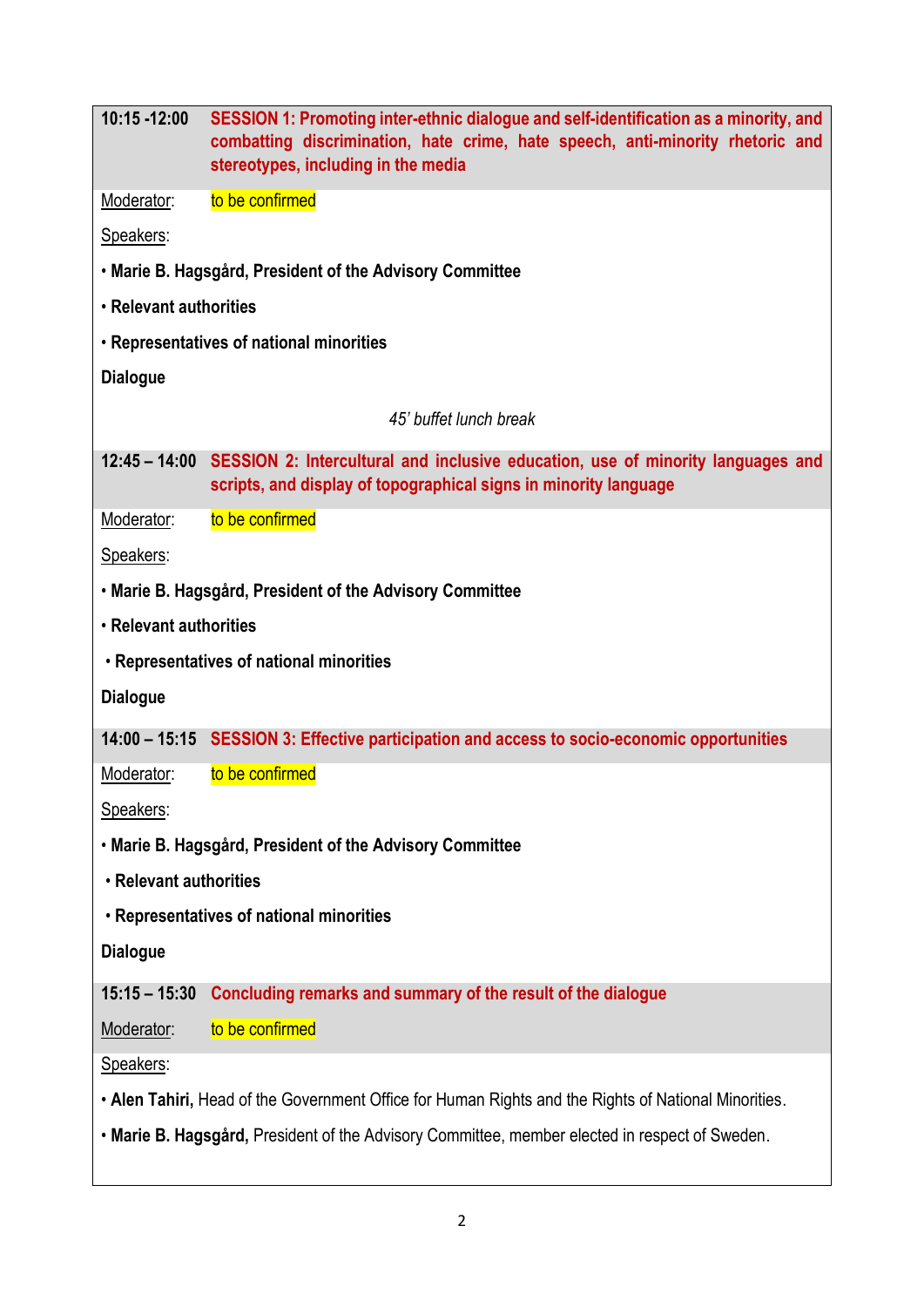**10:15 -12:00 SESSION 1: Promoting inter-ethnic dialogue and self-identification as a minority, and combatting discrimination, hate crime, hate speech, anti-minority rhetoric and stereotypes, including in the media**

Moderator: to be confirmed

Speakers:

- **Marie B. Hagsgård, President of the Advisory Committee**
- **Relevant authorities**
- **Representatives of national minorities**

**Dialogue**

*45' buffet lunch break*

**12:45 – 14:00 SESSION 2: Intercultural and inclusive education, use of minority languages and scripts, and display of topographical signs in minority language**

Moderator: to be confirmed

Speakers:

- **Marie B. Hagsgård, President of the Advisory Committee**
- **Relevant authorities**
- **Representatives of national minorities**

**Dialogue**

**14:00 – 15:15 SESSION 3: Effective participation and access to socio-economic opportunities**

Moderator: to be confirmed

Speakers:

- **Marie B. Hagsgård, President of the Advisory Committee**
- **Relevant authorities**
- **Representatives of national minorities**

**Dialogue**

**15:15 – 15:30 Concluding remarks and summary of the result of the dialogue**

Moderator: to be confirmed

Speakers:

- **Alen Tahiri,** Head of the Government Office for Human Rights and the Rights of National Minorities.
- **Marie B. Hagsgård,** President of the Advisory Committee, member elected in respect of Sweden.